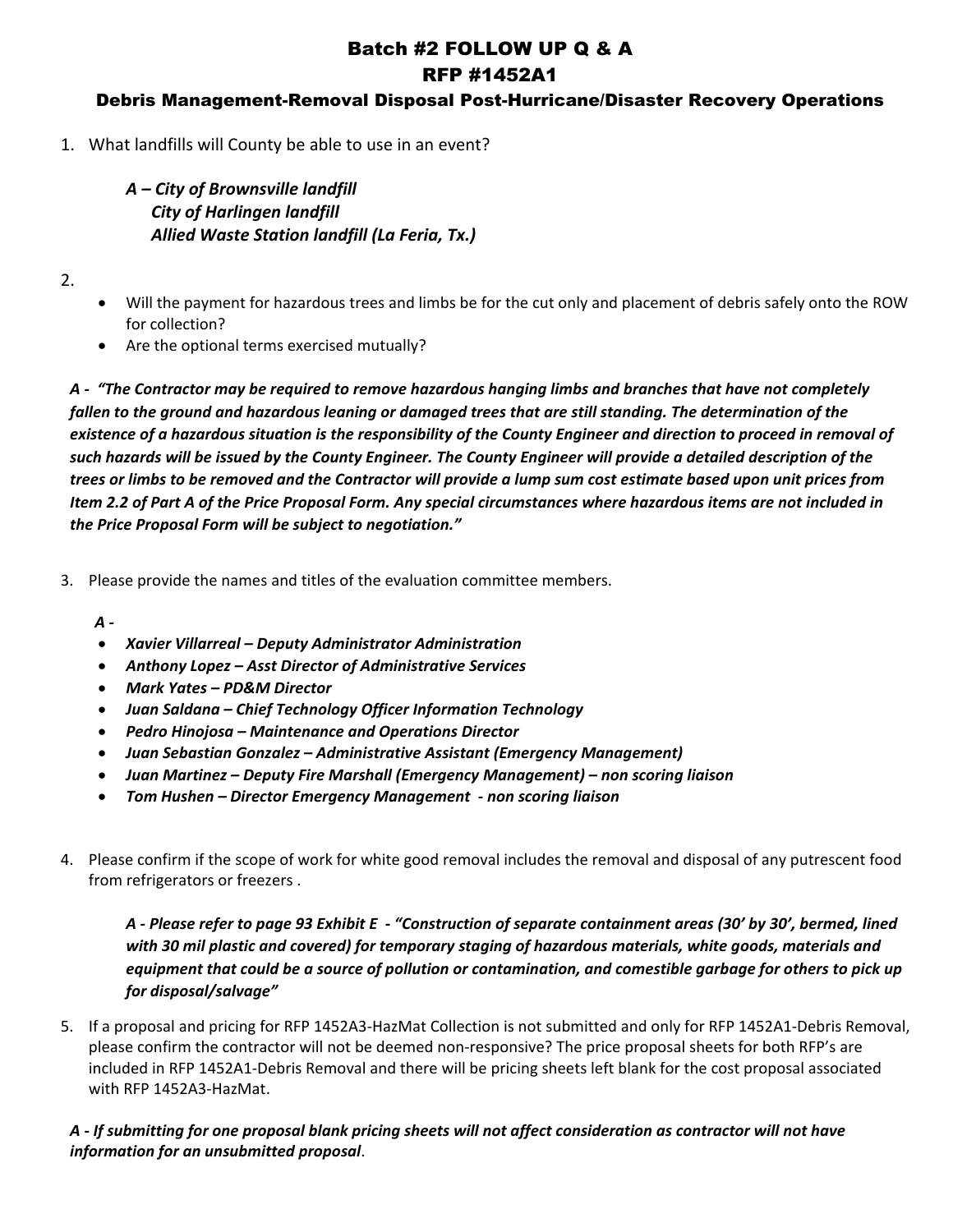# Batch #2 FOLLOW UP Q & A
# RFP #1452A1
## Debris Management-Removal Disposal Post-Hurricane/Disaster Recovery Operations

1. What landfills will County be able to use in an event?

   ***A – City of Brownsville landfill***
   ***City of Harlingen landfill***
   ***Allied Waste Station landfill (La Feria, Tx.)***

2.
   - Will the payment for hazardous trees and limbs be for the cut only and placement of debris safely onto the ROW for collection?
   - Are the optional terms exercised mutually?

***A - "The Contractor may be required to remove hazardous hanging limbs and branches that have not completely fallen to the ground and hazardous leaning or damaged trees that are still standing. The determination of the existence of a hazardous situation is the responsibility of the County Engineer and direction to proceed in removal of such hazards will be issued by the County Engineer. The County Engineer will provide a detailed description of the trees or limbs to be removed and the Contractor will provide a lump sum cost estimate based upon unit prices from Item 2.2 of Part A of the Price Proposal Form. Any special circumstances where hazardous items are not included in the Price Proposal Form will be subject to negotiation."***

3. Please provide the names and titles of the evaluation committee members.

   ***A -***
   - ***Xavier Villarreal – Deputy Administrator Administration***
   - ***Anthony Lopez – Asst Director of Administrative Services***
   - ***Mark Yates – PD&M Director***
   - ***Juan Saldana – Chief Technology Officer Information Technology***
   - ***Pedro Hinojosa – Maintenance and Operations Director***
   - ***Juan Sebastian Gonzalez – Administrative Assistant (Emergency Management)***
   - ***Juan Martinez – Deputy Fire Marshall (Emergency Management) – non scoring liaison***
   - ***Tom Hushen – Director Emergency Management - non scoring liaison***

4. Please confirm if the scope of work for white good removal includes the removal and disposal of any putrescent food from refrigerators or freezers .

   ***A - Please refer to page 93 Exhibit E - "Construction of separate containment areas (30' by 30', bermed, lined with 30 mil plastic and covered) for temporary staging of hazardous materials, white goods, materials and equipment that could be a source of pollution or contamination, and comestible garbage for others to pick up for disposal/salvage"***

5. If a proposal and pricing for RFP 1452A3-HazMat Collection is not submitted and only for RFP 1452A1-Debris Removal, please confirm the contractor will not be deemed non-responsive? The price proposal sheets for both RFP's are included in RFP 1452A1-Debris Removal and there will be pricing sheets left blank for the cost proposal associated with RFP 1452A3-HazMat.

***A - If submitting for one proposal blank pricing sheets will not affect consideration as contractor will not have information for an unsubmitted proposal***.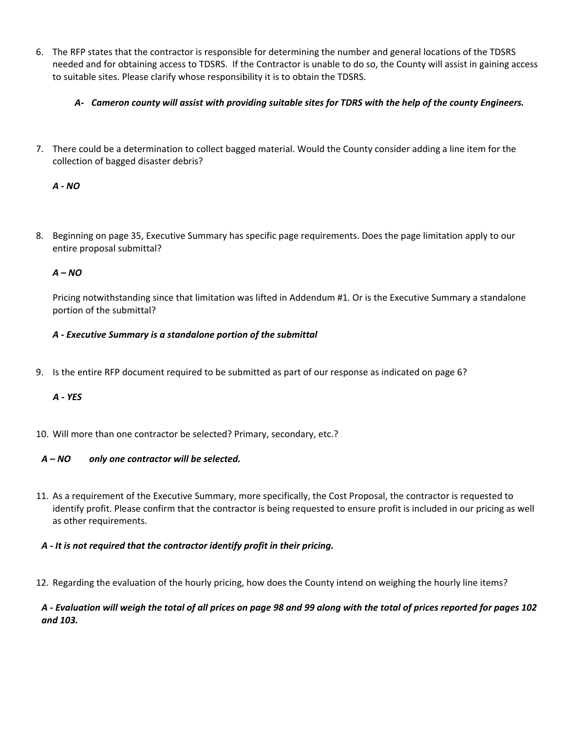6. The RFP states that the contractor is responsible for determining the number and general locations of the TDSRS needed and for obtaining access to TDSRS. If the Contractor is unable to do so, the County will assist in gaining access to suitable sites. Please clarify whose responsibility it is to obtain the TDSRS.

   ***A- Cameron county will assist with providing suitable sites for TDRS with the help of the county Engineers.***

7. There could be a determination to collect bagged material. Would the County consider adding a line item for the collection of bagged disaster debris?

   ***A - NO***

8. Beginning on page 35, Executive Summary has specific page requirements. Does the page limitation apply to our entire proposal submittal?

   ***A – NO***

   Pricing notwithstanding since that limitation was lifted in Addendum #1. Or is the Executive Summary a standalone portion of the submittal?

   ***A - Executive Summary is a standalone portion of the submittal***

9. Is the entire RFP document required to be submitted as part of our response as indicated on page 6?

   ***A - YES***

10. Will more than one contractor be selected? Primary, secondary, etc.?

    ***A – NO only one contractor will be selected.***

11. As a requirement of the Executive Summary, more specifically, the Cost Proposal, the contractor is requested to identify profit. Please confirm that the contractor is being requested to ensure profit is included in our pricing as well as other requirements.

    ***A - It is not required that the contractor identify profit in their pricing.***

12. Regarding the evaluation of the hourly pricing, how does the County intend on weighing the hourly line items?

    ***A - Evaluation will weigh the total of all prices on page 98 and 99 along with the total of prices reported for pages 102 and 103.***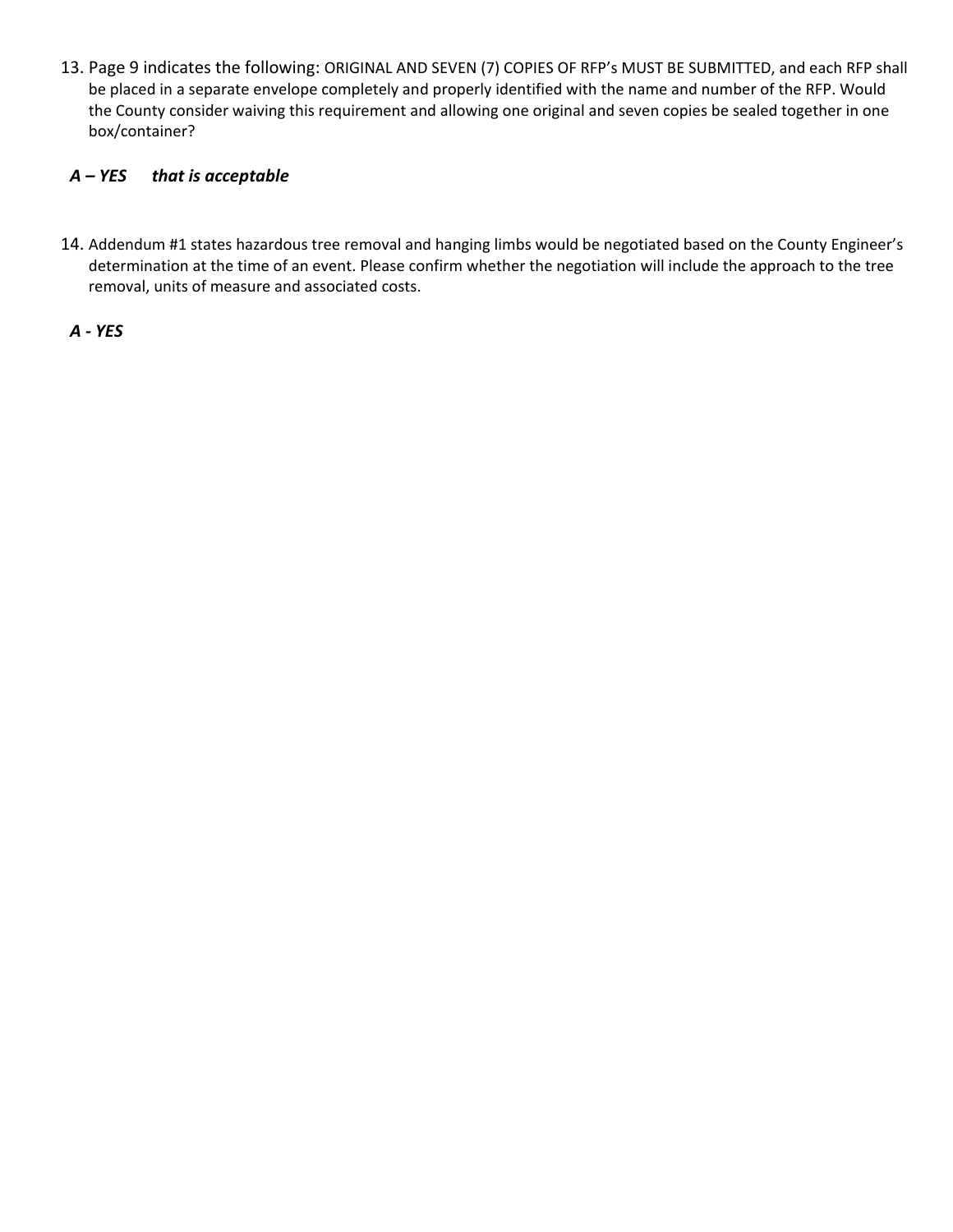13. Page 9 indicates the following: ORIGINAL AND SEVEN (7) COPIES OF RFP's MUST BE SUBMITTED, and each RFP shall be placed in a separate envelope completely and properly identified with the name and number of the RFP. Would the County consider waiving this requirement and allowing one original and seven copies be sealed together in one box/container?

***A – YES that is acceptable***

14. Addendum #1 states hazardous tree removal and hanging limbs would be negotiated based on the County Engineer's determination at the time of an event. Please confirm whether the negotiation will include the approach to the tree removal, units of measure and associated costs.

***A - YES***